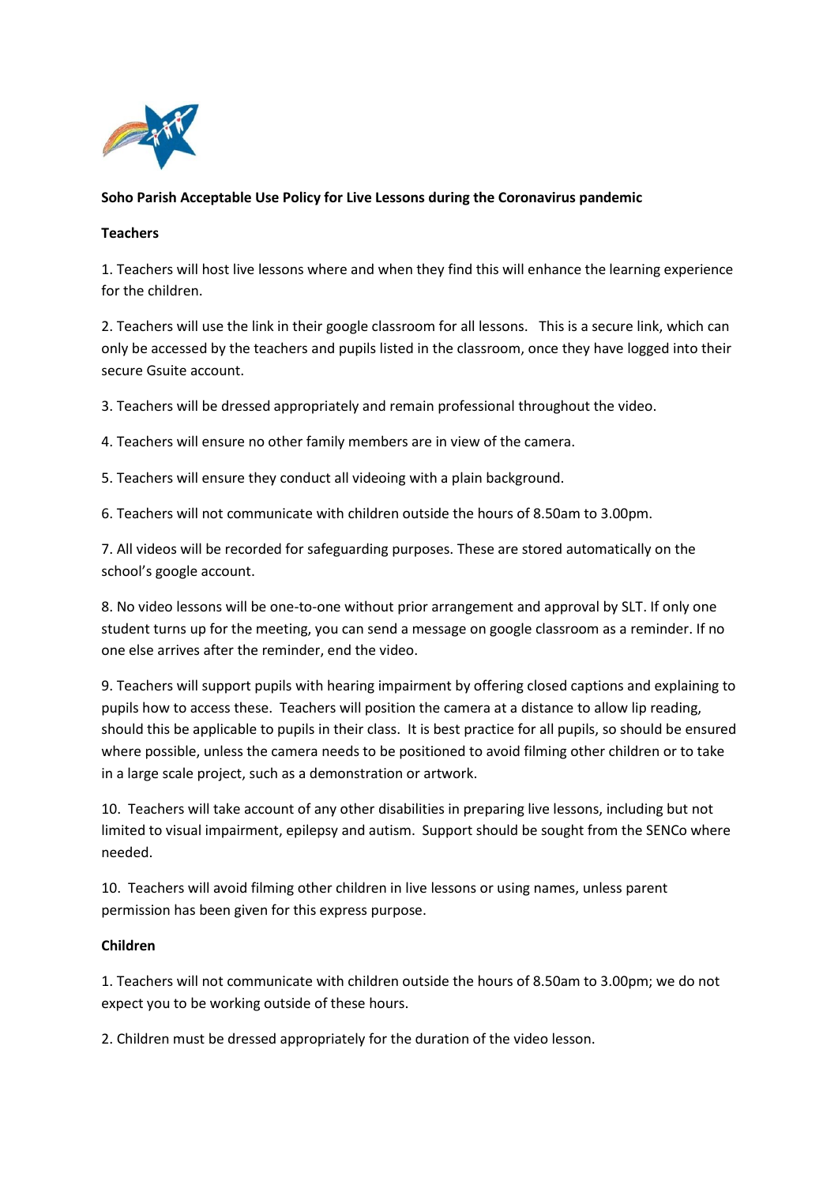**Soho Parish Acceptable Use Policy for Live Lessons during the Coronavirus pandemic**

**Teachers**

1. Teachers will host live lessons where and when they find this will enhance the learning experience for the children.

2. Teachers will use the link in their google classroom for all lessons. This is a secure link, which can only be accessed by the teachers and pupils listed in the classroom, once they have logged into their secure Gsuite account.

3. Teachers will be dressed appropriately and remain professional throughout the video.

4. Teachers will ensure no other family members are in view of the camera.

5. Teachers will ensure they conduct all videoing with a plain background.

6. Teachers will not communicate with children outside the hours of 8.50am to 3.00pm.

7. All videos will be recorded for safeguarding purposes. These are stored automatically on the school's google account.

8. No video lessons will be one-to-one without prior arrangement and approval by SLT. If only one student turns up for the meeting, you can send a message on google classroom as a reminder. If no one else arrives after the reminder, end the video.

9. Teachers will support pupils with hearing impairment by offering closed captions and explaining to pupils how to access these. Teachers will position the camera at a distance to allow lip reading, should this be applicable to pupils in their class. It is best practice for all pupils, so should be ensured where possible, unless the camera needs to be positioned to avoid filming other children or to take in a large scale project, such as a demonstration or artwork.

10. Teachers will take account of any other disabilities in preparing live lessons, including but not limited to visual impairment, epilepsy and autism. Support should be sought from the SENCo where needed.

10. Teachers will avoid filming other children in live lessons or using names, unless parent permission has been given for this express purpose.

**Children**

1. Teachers will not communicate with children outside the hours of 8.50am to 3.00pm; we do not expect you to be working outside of these hours.

2. Children must be dressed appropriately for the duration of the video lesson.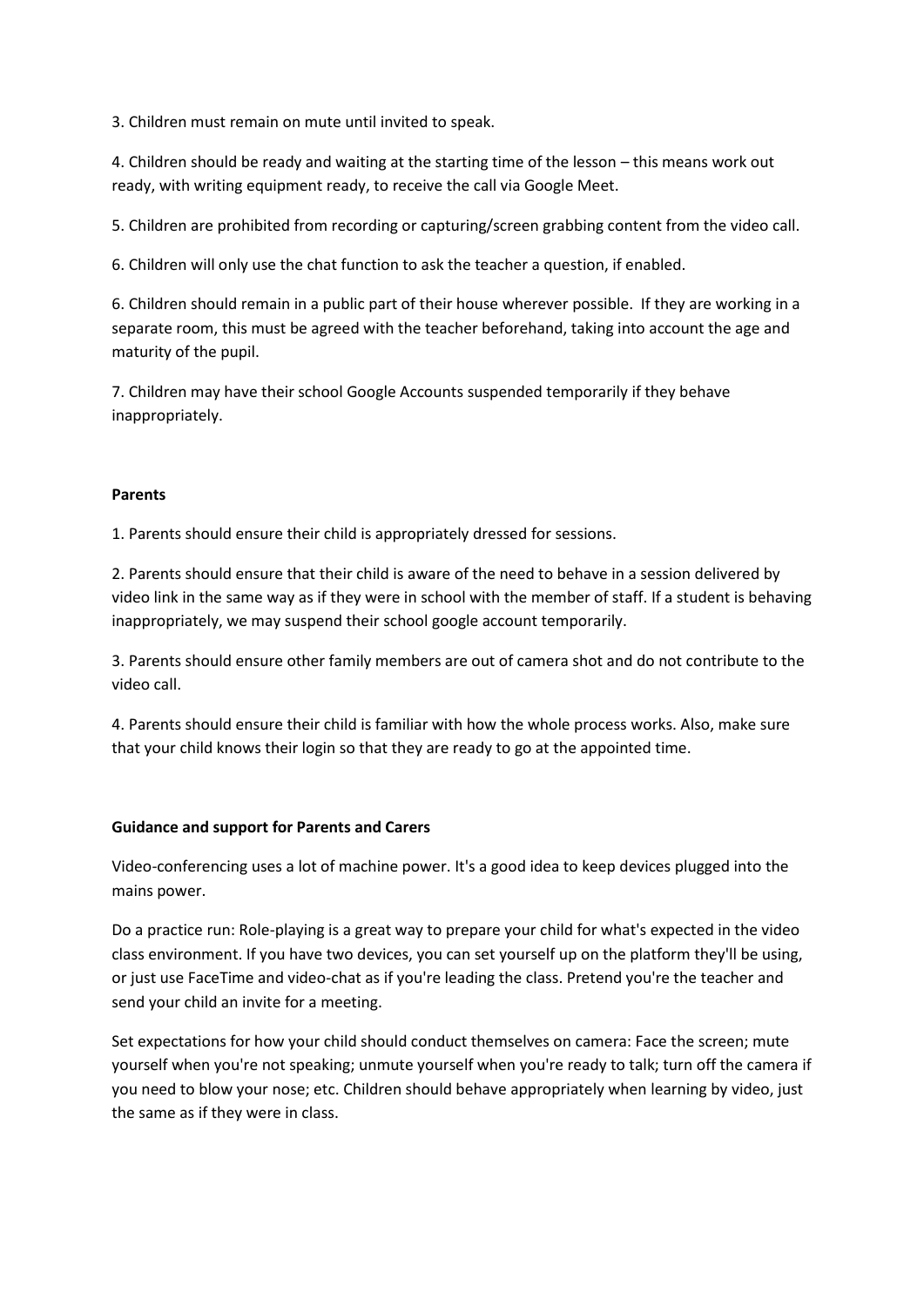3. Children must remain on mute until invited to speak.

4. Children should be ready and waiting at the starting time of the lesson – this means work out ready, with writing equipment ready, to receive the call via Google Meet.

5. Children are prohibited from recording or capturing/screen grabbing content from the video call.

6. Children will only use the chat function to ask the teacher a question, if enabled.

6. Children should remain in a public part of their house wherever possible. If they are working in a separate room, this must be agreed with the teacher beforehand, taking into account the age and maturity of the pupil.

7. Children may have their school Google Accounts suspended temporarily if they behave inappropriately.

**Parents**

1. Parents should ensure their child is appropriately dressed for sessions.

2. Parents should ensure that their child is aware of the need to behave in a session delivered by video link in the same way as if they were in school with the member of staff. If a student is behaving inappropriately, we may suspend their school google account temporarily.

3. Parents should ensure other family members are out of camera shot and do not contribute to the video call.

4. Parents should ensure their child is familiar with how the whole process works. Also, make sure that your child knows their login so that they are ready to go at the appointed time.

**Guidance and support for Parents and Carers**

Video-conferencing uses a lot of machine power. It's a good idea to keep devices plugged into the mains power.

Do a practice run: Role-playing is a great way to prepare your child for what's expected in the video class environment. If you have two devices, you can set yourself up on the platform they'll be using, or just use FaceTime and video-chat as if you're leading the class. Pretend you're the teacher and send your child an invite for a meeting.

Set expectations for how your child should conduct themselves on camera: Face the screen; mute yourself when you're not speaking; unmute yourself when you're ready to talk; turn off the camera if you need to blow your nose; etc. Children should behave appropriately when learning by video, just the same as if they were in class.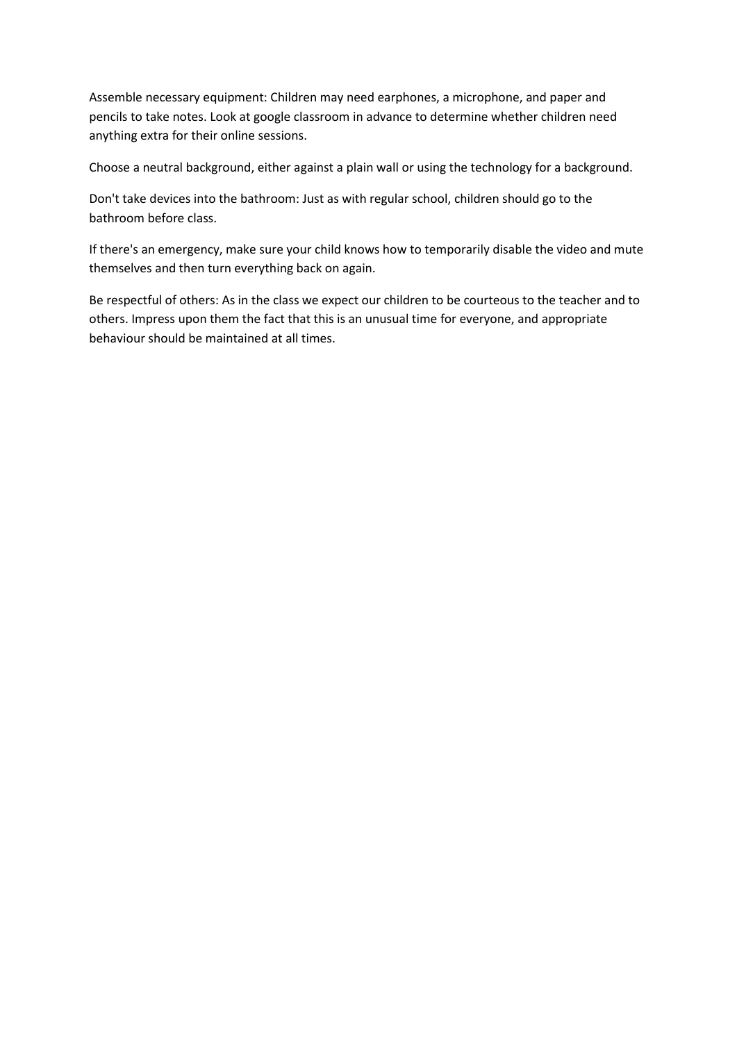Assemble necessary equipment: Children may need earphones, a microphone, and paper and pencils to take notes. Look at google classroom in advance to determine whether children need anything extra for their online sessions.

Choose a neutral background, either against a plain wall or using the technology for a background.

Don't take devices into the bathroom: Just as with regular school, children should go to the bathroom before class.

If there's an emergency, make sure your child knows how to temporarily disable the video and mute themselves and then turn everything back on again.

Be respectful of others: As in the class we expect our children to be courteous to the teacher and to others. Impress upon them the fact that this is an unusual time for everyone, and appropriate behaviour should be maintained at all times.